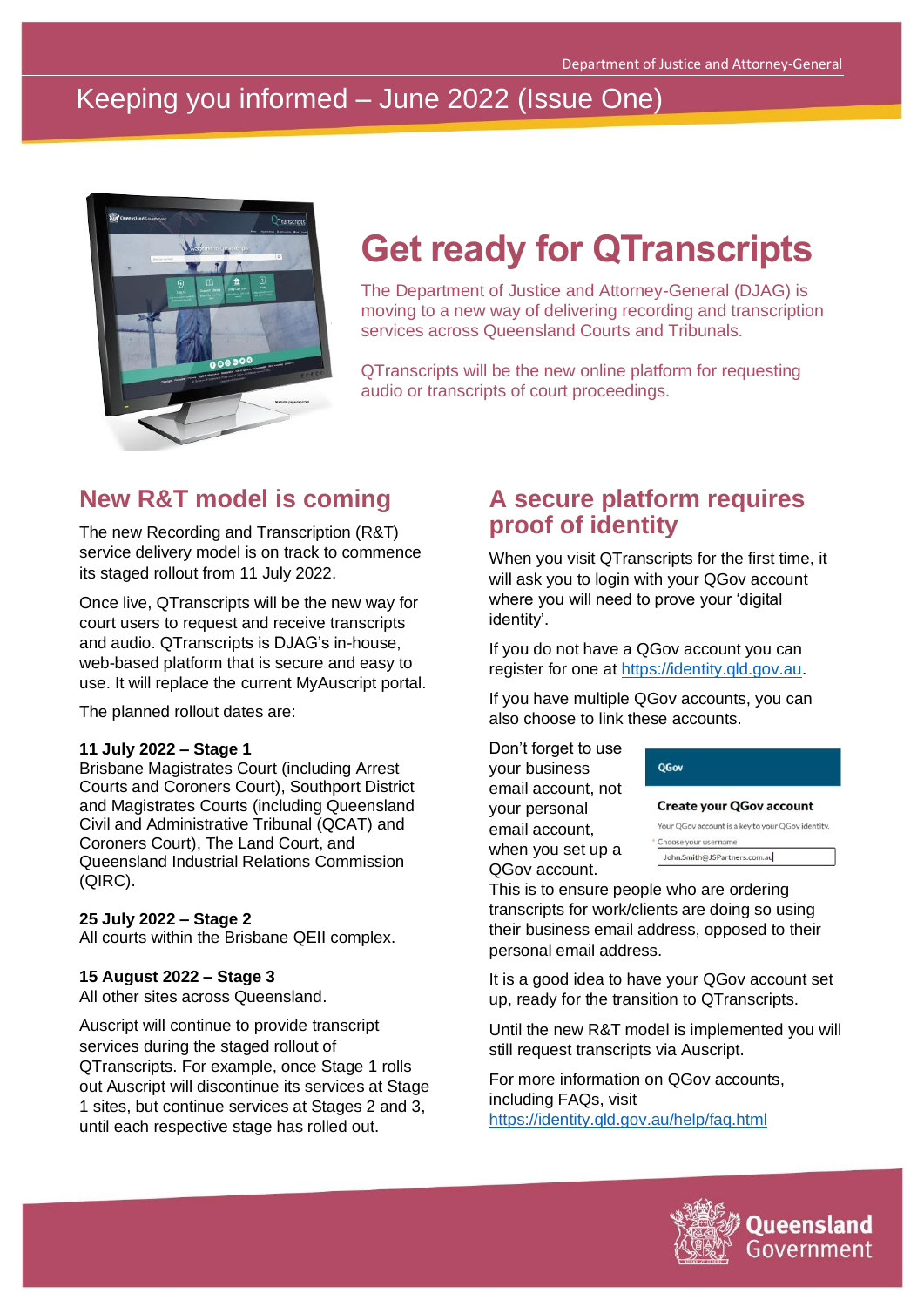Department of Justice and Attorney-General

# Keeping you informed – June 2022 (Issue One)

# Get ready for QTranscripts

The Department of Justice and Attorney-General (DJAG) is moving to a new way of delivering recording and transcription services across Queensland Courts and Tribunals.

QTranscripts will be the new online platform for requesting audio or transcripts of court proceedings.

## New R&T model is coming

The new Recording and Transcription (R&T) service delivery model is on track to commence its staged rollout from 11 July 2022.

Once live, QTranscripts will be the new way for court users to request and receive transcripts and audio. QTranscripts is DJAG's in-house, web-based platform that is secure and easy to use. It will replace the current MyAuscript portal.

The planned rollout dates are:

**11 July 2022 – Stage 1**
Brisbane Magistrates Court (including Arrest Courts and Coroners Court), Southport District and Magistrates Courts (including Queensland Civil and Administrative Tribunal (QCAT) and Coroners Court), The Land Court, and Queensland Industrial Relations Commission (QIRC).

**25 July 2022 – Stage 2**
All courts within the Brisbane QEII complex.

**15 August 2022 – Stage 3**
All other sites across Queensland.

Auscript will continue to provide transcript services during the staged rollout of QTranscripts. For example, once Stage 1 rolls out Auscript will discontinue its services at Stage 1 sites, but continue services at Stages 2 and 3, until each respective stage has rolled out.

## A secure platform requires proof of identity

When you visit QTranscripts for the first time, it will ask you to login with your QGov account where you will need to prove your 'digital identity'.

If you do not have a QGov account you can register for one at https://identity.qld.gov.au.

If you have multiple QGov accounts, you can also choose to link these accounts.

Don't forget to use your business email account, not your personal email account, when you set up a QGov account. This is to ensure people who are ordering transcripts for work/clients are doing so using their business email address, opposed to their personal email address.

It is a good idea to have your QGov account set up, ready for the transition to QTranscripts.

Until the new R&T model is implemented you will still request transcripts via Auscript.

For more information on QGov accounts, including FAQs, visit https://identity.qld.gov.au/help/faq.html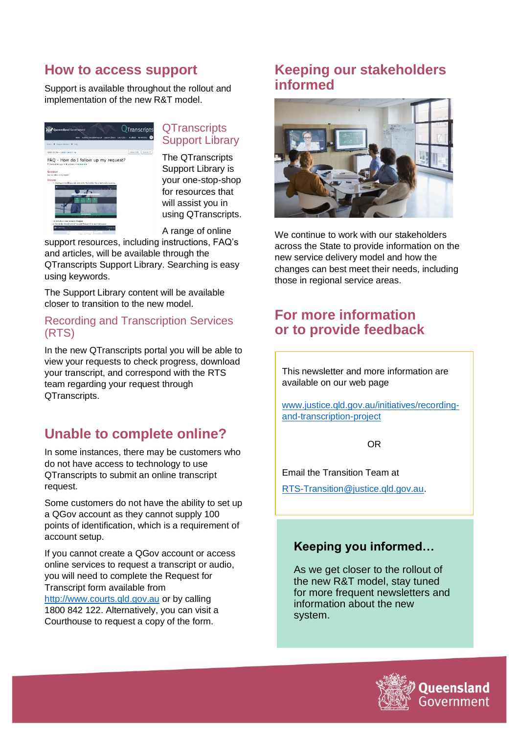## How to access support

Support is available throughout the rollout and implementation of the new R&T model.

### QTranscripts Support Library

The QTranscripts Support Library is your one-stop-shop for resources that will assist you in using QTranscripts.

A range of online support resources, including instructions, FAQ's and articles, will be available through the QTranscripts Support Library. Searching is easy using keywords.

The Support Library content will be available closer to transition to the new model.

### Recording and Transcription Services (RTS)

In the new QTranscripts portal you will be able to view your requests to check progress, download your transcript, and correspond with the RTS team regarding your request through QTranscripts.

## Unable to complete online?

In some instances, there may be customers who do not have access to technology to use QTranscripts to submit an online transcript request.

Some customers do not have the ability to set up a QGov account as they cannot supply 100 points of identification, which is a requirement of account setup.

If you cannot create a QGov account or access online services to request a transcript or audio, you will need to complete the Request for Transcript form available from http://www.courts.qld.gov.au or by calling 1800 842 122. Alternatively, you can visit a Courthouse to request a copy of the form.

## Keeping our stakeholders informed

We continue to work with our stakeholders across the State to provide information on the new service delivery model and how the changes can best meet their needs, including those in regional service areas.

## For more information or to provide feedback

This newsletter and more information are available on our web page

www.justice.qld.gov.au/initiatives/recording-and-transcription-project

OR

Email the Transition Team at

RTS-Transition@justice.qld.gov.au.

### Keeping you informed…

As we get closer to the rollout of the new R&T model, stay tuned for more frequent newsletters and information about the new system.

Queensland Government